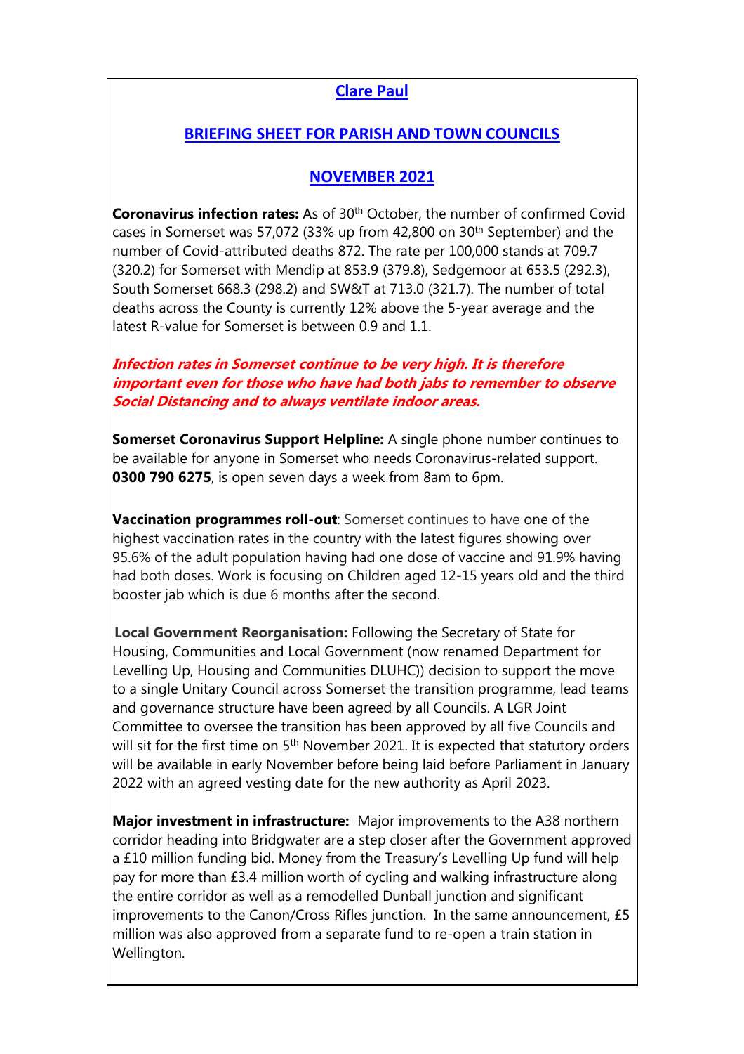# Clare Paul

## BRIEFING SHEET FOR PARISH AND TOWN COUNCILS

## NOVEMBER 2021

**Coronavirus infection rates:** As of 30th October, the number of confirmed Covid cases in Somerset was 57,072 (33% up from 42,800 on 30th September) and the number of Covid-attributed deaths 872. The rate per 100,000 stands at 709.7 (320.2) for Somerset with Mendip at 853.9 (379.8), Sedgemoor at 653.5 (292.3), South Somerset 668.3 (298.2) and SW&T at 713.0 (321.7). The number of total deaths across the County is currently 12% above the 5-year average and the latest R-value for Somerset is between 0.9 and 1.1.

***Infection rates in Somerset continue to be very high. It is therefore important even for those who have had both jabs to remember to observe Social Distancing and to always ventilate indoor areas.***

**Somerset Coronavirus Support Helpline:** A single phone number continues to be available for anyone in Somerset who needs Coronavirus-related support. **0300 790 6275**, is open seven days a week from 8am to 6pm.

**Vaccination programmes roll-out**: Somerset continues to have one of the highest vaccination rates in the country with the latest figures showing over 95.6% of the adult population having had one dose of vaccine and 91.9% having had both doses. Work is focusing on Children aged 12-15 years old and the third booster jab which is due 6 months after the second.

**Local Government Reorganisation:** Following the Secretary of State for Housing, Communities and Local Government (now renamed Department for Levelling Up, Housing and Communities DLUHC)) decision to support the move to a single Unitary Council across Somerset the transition programme, lead teams and governance structure have been agreed by all Councils. A LGR Joint Committee to oversee the transition has been approved by all five Councils and will sit for the first time on 5th November 2021. It is expected that statutory orders will be available in early November before being laid before Parliament in January 2022 with an agreed vesting date for the new authority as April 2023.

**Major investment in infrastructure:** Major improvements to the A38 northern corridor heading into Bridgwater are a step closer after the Government approved a £10 million funding bid. Money from the Treasury's Levelling Up fund will help pay for more than £3.4 million worth of cycling and walking infrastructure along the entire corridor as well as a remodelled Dunball junction and significant improvements to the Canon/Cross Rifles junction. In the same announcement, £5 million was also approved from a separate fund to re-open a train station in Wellington.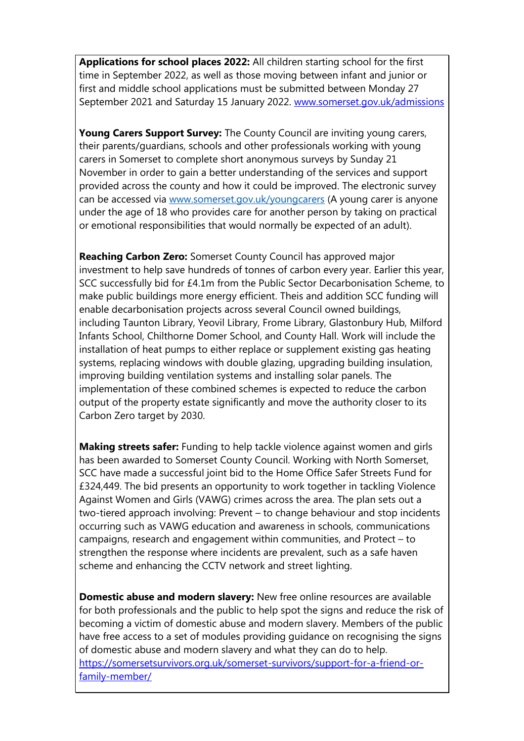**Applications for school places 2022:** All children starting school for the first time in September 2022, as well as those moving between infant and junior or first and middle school applications must be submitted between Monday 27 September 2021 and Saturday 15 January 2022. www.somerset.gov.uk/admissions

**Young Carers Support Survey:** The County Council are inviting young carers, their parents/guardians, schools and other professionals working with young carers in Somerset to complete short anonymous surveys by Sunday 21 November in order to gain a better understanding of the services and support provided across the county and how it could be improved. The electronic survey can be accessed via www.somerset.gov.uk/youngcarers (A young carer is anyone under the age of 18 who provides care for another person by taking on practical or emotional responsibilities that would normally be expected of an adult).

**Reaching Carbon Zero:** Somerset County Council has approved major investment to help save hundreds of tonnes of carbon every year. Earlier this year, SCC successfully bid for £4.1m from the Public Sector Decarbonisation Scheme, to make public buildings more energy efficient. Theis and addition SCC funding will enable decarbonisation projects across several Council owned buildings, including Taunton Library, Yeovil Library, Frome Library, Glastonbury Hub, Milford Infants School, Chilthorne Domer School, and County Hall. Work will include the installation of heat pumps to either replace or supplement existing gas heating systems, replacing windows with double glazing, upgrading building insulation, improving building ventilation systems and installing solar panels. The implementation of these combined schemes is expected to reduce the carbon output of the property estate significantly and move the authority closer to its Carbon Zero target by 2030.

**Making streets safer:** Funding to help tackle violence against women and girls has been awarded to Somerset County Council. Working with North Somerset, SCC have made a successful joint bid to the Home Office Safer Streets Fund for £324,449. The bid presents an opportunity to work together in tackling Violence Against Women and Girls (VAWG) crimes across the area. The plan sets out a two-tiered approach involving: Prevent – to change behaviour and stop incidents occurring such as VAWG education and awareness in schools, communications campaigns, research and engagement within communities, and Protect – to strengthen the response where incidents are prevalent, such as a safe haven scheme and enhancing the CCTV network and street lighting.

**Domestic abuse and modern slavery:** New free online resources are available for both professionals and the public to help spot the signs and reduce the risk of becoming a victim of domestic abuse and modern slavery. Members of the public have free access to a set of modules providing guidance on recognising the signs of domestic abuse and modern slavery and what they can do to help. https://somersetsurvivors.org.uk/somerset-survivors/support-for-a-friend-or-family-member/